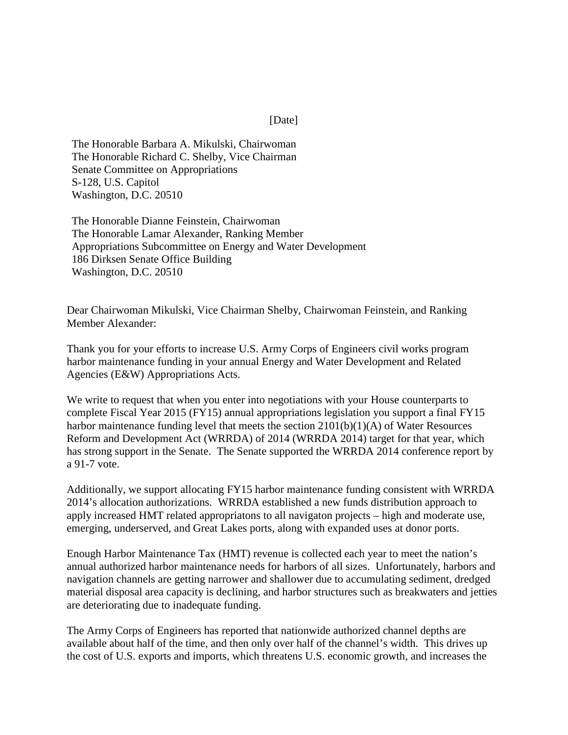[Date]

The Honorable Barbara A. Mikulski, Chairwoman
The Honorable Richard C. Shelby, Vice Chairman
Senate Committee on Appropriations
S-128, U.S. Capitol
Washington, D.C. 20510

The Honorable Dianne Feinstein, Chairwoman
The Honorable Lamar Alexander, Ranking Member
Appropriations Subcommittee on Energy and Water Development
186 Dirksen Senate Office Building
Washington, D.C. 20510

Dear Chairwoman Mikulski, Vice Chairman Shelby, Chairwoman Feinstein, and Ranking Member Alexander:

Thank you for your efforts to increase U.S. Army Corps of Engineers civil works program harbor maintenance funding in your annual Energy and Water Development and Related Agencies (E&W) Appropriations Acts.

We write to request that when you enter into negotiations with your House counterparts to complete Fiscal Year 2015 (FY15) annual appropriations legislation you support a final FY15 harbor maintenance funding level that meets the section 2101(b)(1)(A) of Water Resources Reform and Development Act (WRRDA) of 2014 (WRRDA 2014) target for that year, which has strong support in the Senate. The Senate supported the WRRDA 2014 conference report by a 91-7 vote.

Additionally, we support allocating FY15 harbor maintenance funding consistent with WRRDA 2014's allocation authorizations. WRRDA established a new funds distribution approach to apply increased HMT related appropriatons to all navigaton projects – high and moderate use, emerging, underserved, and Great Lakes ports, along with expanded uses at donor ports.

Enough Harbor Maintenance Tax (HMT) revenue is collected each year to meet the nation's annual authorized harbor maintenance needs for harbors of all sizes. Unfortunately, harbors and navigation channels are getting narrower and shallower due to accumulating sediment, dredged material disposal area capacity is declining, and harbor structures such as breakwaters and jetties are deteriorating due to inadequate funding.

The Army Corps of Engineers has reported that nationwide authorized channel depths are available about half of the time, and then only over half of the channel's width. This drives up the cost of U.S. exports and imports, which threatens U.S. economic growth, and increases the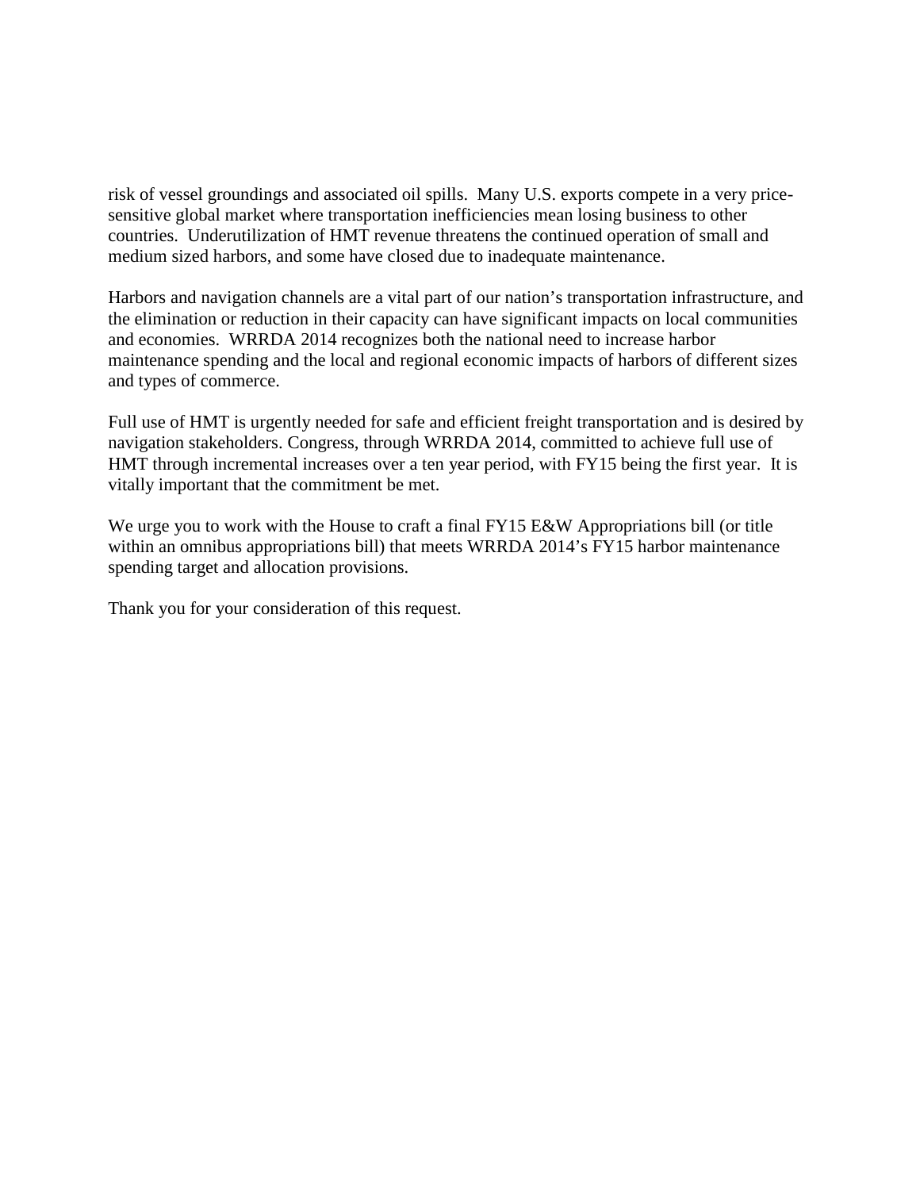risk of vessel groundings and associated oil spills. Many U.S. exports compete in a very price-sensitive global market where transportation inefficiencies mean losing business to other countries. Underutilization of HMT revenue threatens the continued operation of small and medium sized harbors, and some have closed due to inadequate maintenance.

Harbors and navigation channels are a vital part of our nation's transportation infrastructure, and the elimination or reduction in their capacity can have significant impacts on local communities and economies. WRRDA 2014 recognizes both the national need to increase harbor maintenance spending and the local and regional economic impacts of harbors of different sizes and types of commerce.

Full use of HMT is urgently needed for safe and efficient freight transportation and is desired by navigation stakeholders. Congress, through WRRDA 2014, committed to achieve full use of HMT through incremental increases over a ten year period, with FY15 being the first year. It is vitally important that the commitment be met.

We urge you to work with the House to craft a final FY15 E&W Appropriations bill (or title within an omnibus appropriations bill) that meets WRRDA 2014's FY15 harbor maintenance spending target and allocation provisions.

Thank you for your consideration of this request.